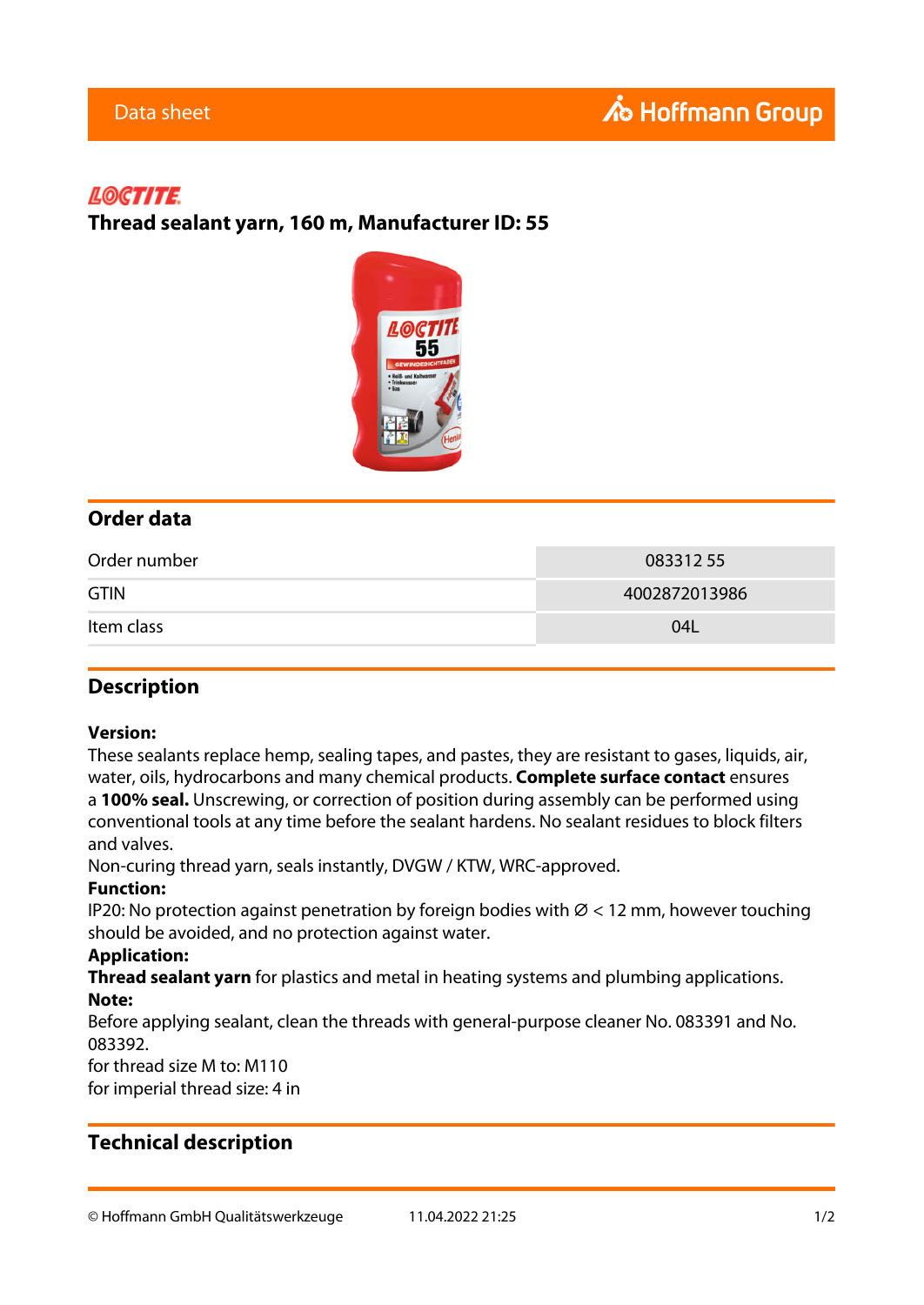Data sheet

LOCTITE

# Thread sealant yarn, 160 m, Manufacturer ID: 55

## Order data

| | |
|---|---|
| Order number | 083312 55 |
| GTIN | 4002872013986 |
| Item class | 04L |

## Description

**Version:**
These sealants replace hemp, sealing tapes, and pastes, they are resistant to gases, liquids, air, water, oils, hydrocarbons and many chemical products. **Complete surface contact** ensures a **100% seal.** Unscrewing, or correction of position during assembly can be performed using conventional tools at any time before the sealant hardens. No sealant residues to block filters and valves.
Non-curing thread yarn, seals instantly, DVGW / KTW, WRC-approved.
**Function:**
IP20: No protection against penetration by foreign bodies with Ø < 12 mm, however touching should be avoided, and no protection against water.
**Application:**
**Thread sealant yarn** for plastics and metal in heating systems and plumbing applications.
**Note:**
Before applying sealant, clean the threads with general-purpose cleaner No. 083391 and No. 083392.
for thread size M to: M110
for imperial thread size: 4 in

## Technical description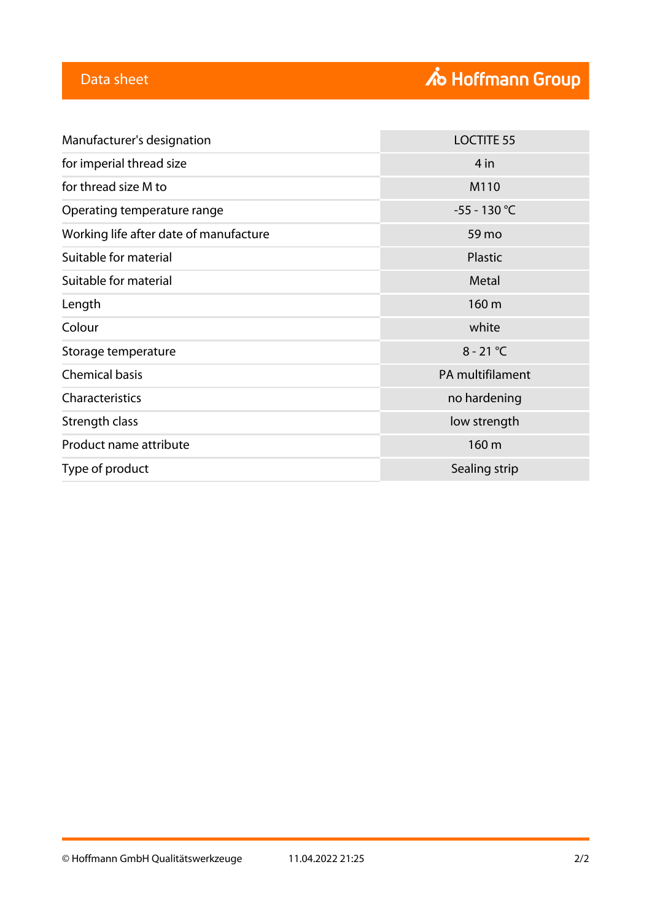| | |
|---|---|
| Manufacturer's designation | LOCTITE 55 |
| for imperial thread size | 4 in |
| for thread size M to | M110 |
| Operating temperature range | -55 - 130 °C |
| Working life after date of manufacture | 59 mo |
| Suitable for material | Plastic |
| Suitable for material | Metal |
| Length | 160 m |
| Colour | white |
| Storage temperature | 8 - 21 °C |
| Chemical basis | PA multifilament |
| Characteristics | no hardening |
| Strength class | low strength |
| Product name attribute | 160 m |
| Type of product | Sealing strip |